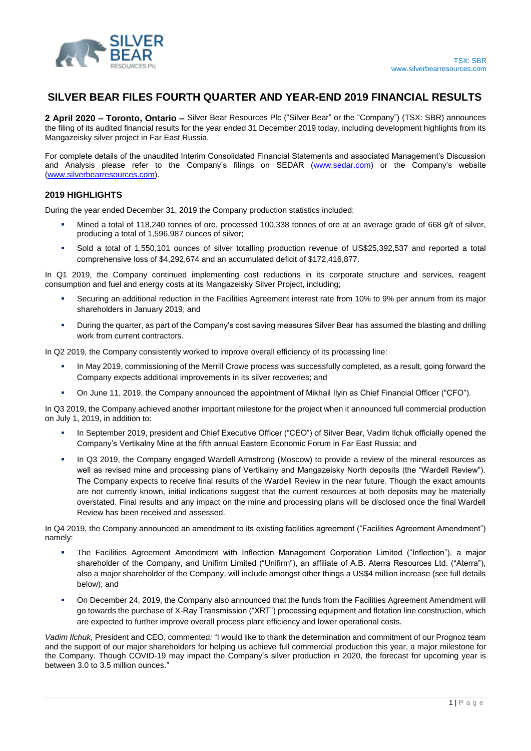TSX: SBR
www.silverbearresources.com

# SILVER BEAR FILES FOURTH QUARTER AND YEAR-END 2019 FINANCIAL RESULTS

**2 April 2020 – Toronto, Ontario –** Silver Bear Resources Plc ("Silver Bear" or the "Company") (TSX: SBR) announces the filing of its audited financial results for the year ended 31 December 2019 today, including development highlights from its Mangazeisky silver project in Far East Russia.

For complete details of the unaudited Interim Consolidated Financial Statements and associated Management's Discussion and Analysis please refer to the Company's filings on SEDAR (www.sedar.com) or the Company's website (www.silverbearresources.com).

## 2019 HIGHLIGHTS

During the year ended December 31, 2019 the Company production statistics included:

- Mined a total of 118,240 tonnes of ore, processed 100,338 tonnes of ore at an average grade of 668 g/t of silver, producing a total of 1,596,987 ounces of silver;
- Sold a total of 1,550,101 ounces of silver totalling production revenue of US$25,392,537 and reported a total comprehensive loss of $4,292,674 and an accumulated deficit of $172,416,877.

In Q1 2019, the Company continued implementing cost reductions in its corporate structure and services, reagent consumption and fuel and energy costs at its Mangazeisky Silver Project, including;

- Securing an additional reduction in the Facilities Agreement interest rate from 10% to 9% per annum from its major shareholders in January 2019; and
- During the quarter, as part of the Company's cost saving measures Silver Bear has assumed the blasting and drilling work from current contractors.

In Q2 2019, the Company consistently worked to improve overall efficiency of its processing line:

- In May 2019, commissioning of the Merrill Crowe process was successfully completed, as a result, going forward the Company expects additional improvements in its silver recoveries; and
- On June 11, 2019, the Company announced the appointment of Mikhail Ilyin as Chief Financial Officer ("CFO").

In Q3 2019, the Company achieved another important milestone for the project when it announced full commercial production on July 1, 2019, in addition to:

- In September 2019, president and Chief Executive Officer ("CEO") of Silver Bear, Vadim Ilchuk officially opened the Company's Vertikalny Mine at the fifth annual Eastern Economic Forum in Far East Russia; and
- In Q3 2019, the Company engaged Wardell Armstrong (Moscow) to provide a review of the mineral resources as well as revised mine and processing plans of Vertikalny and Mangazeisky North deposits (the "Wardell Review"). The Company expects to receive final results of the Wardell Review in the near future. Though the exact amounts are not currently known, initial indications suggest that the current resources at both deposits may be materially overstated. Final results and any impact on the mine and processing plans will be disclosed once the final Wardell Review has been received and assessed.

In Q4 2019, the Company announced an amendment to its existing facilities agreement ("Facilities Agreement Amendment") namely:

- The Facilities Agreement Amendment with Inflection Management Corporation Limited ("Inflection"), a major shareholder of the Company, and Unifirm Limited ("Unifirm"), an affiliate of A.B. Aterra Resources Ltd. ("Aterra"), also a major shareholder of the Company, will include amongst other things a US$4 million increase (see full details below); and
- On December 24, 2019, the Company also announced that the funds from the Facilities Agreement Amendment will go towards the purchase of X-Ray Transmission ("XRT") processing equipment and flotation line construction, which are expected to further improve overall process plant efficiency and lower operational costs.

*Vadim Ilchuk,* President and CEO, commented*:* "I would like to thank the determination and commitment of our Prognoz team and the support of our major shareholders for helping us achieve full commercial production this year, a major milestone for the Company. Though COVID-19 may impact the Company's silver production in 2020, the forecast for upcoming year is between 3.0 to 3.5 million ounces."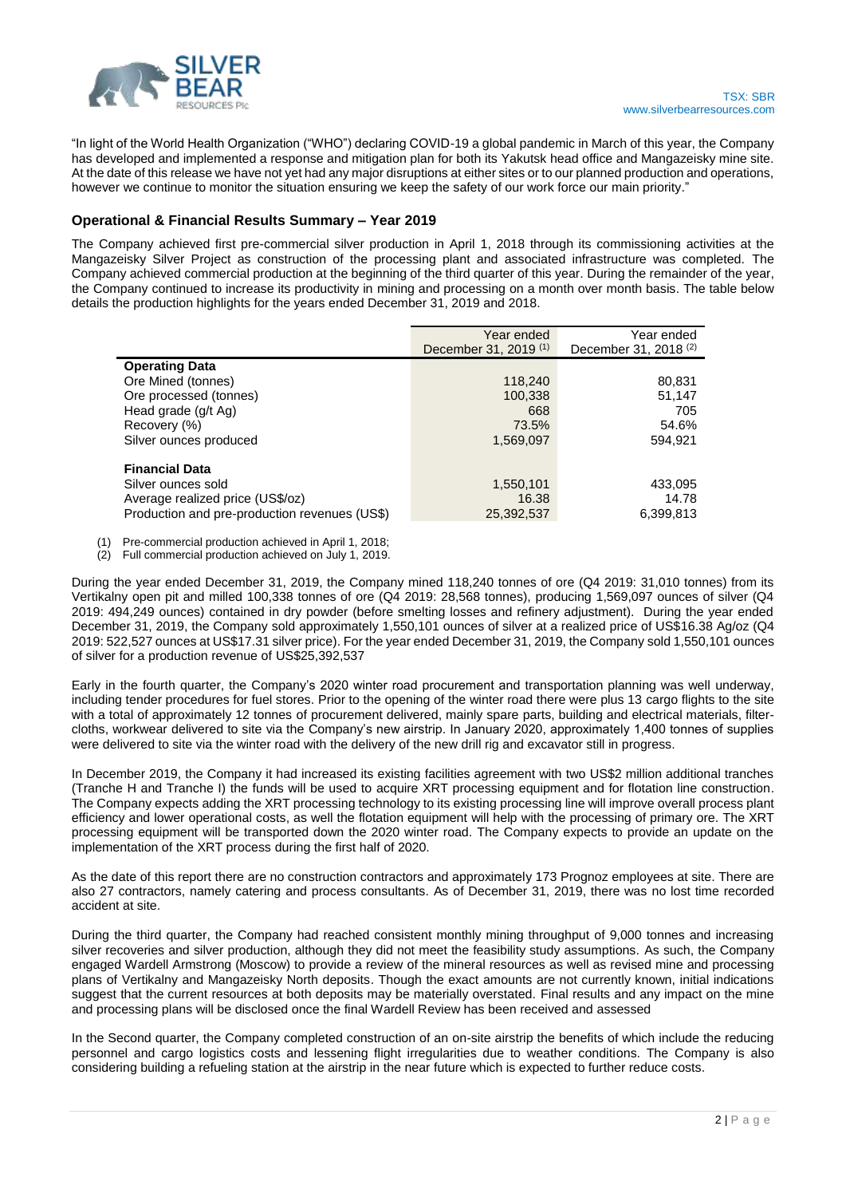"In light of the World Health Organization ("WHO") declaring COVID-19 a global pandemic in March of this year, the Company has developed and implemented a response and mitigation plan for both its Yakutsk head office and Mangazeisky mine site. At the date of this release we have not yet had any major disruptions at either sites or to our planned production and operations, however we continue to monitor the situation ensuring we keep the safety of our work force our main priority."

## Operational & Financial Results Summary – Year 2019

The Company achieved first pre-commercial silver production in April 1, 2018 through its commissioning activities at the Mangazeisky Silver Project as construction of the processing plant and associated infrastructure was completed. The Company achieved commercial production at the beginning of the third quarter of this year. During the remainder of the year, the Company continued to increase its productivity in mining and processing on a month over month basis. The table below details the production highlights for the years ended December 31, 2019 and 2018.

| | Year ended December 31, 2019 (1) | Year ended December 31, 2018 (2) |
|---|---|---|
| **Operating Data** | | |
| Ore Mined (tonnes) | 118,240 | 80,831 |
| Ore processed (tonnes) | 100,338 | 51,147 |
| Head grade (g/t Ag) | 668 | 705 |
| Recovery (%) | 73.5% | 54.6% |
| Silver ounces produced | 1,569,097 | 594,921 |
| **Financial Data** | | |
| Silver ounces sold | 1,550,101 | 433,095 |
| Average realized price (US$/oz) | 16.38 | 14.78 |
| Production and pre-production revenues (US$) | 25,392,537 | 6,399,813 |

(1) Pre-commercial production achieved in April 1, 2018;
(2) Full commercial production achieved on July 1, 2019.

During the year ended December 31, 2019, the Company mined 118,240 tonnes of ore (Q4 2019: 31,010 tonnes) from its Vertikalny open pit and milled 100,338 tonnes of ore (Q4 2019: 28,568 tonnes), producing 1,569,097 ounces of silver (Q4 2019: 494,249 ounces) contained in dry powder (before smelting losses and refinery adjustment). During the year ended December 31, 2019, the Company sold approximately 1,550,101 ounces of silver at a realized price of US$16.38 Ag/oz (Q4 2019: 522,527 ounces at US$17.31 silver price). For the year ended December 31, 2019, the Company sold 1,550,101 ounces of silver for a production revenue of US$25,392,537

Early in the fourth quarter, the Company's 2020 winter road procurement and transportation planning was well underway, including tender procedures for fuel stores. Prior to the opening of the winter road there were plus 13 cargo flights to the site with a total of approximately 12 tonnes of procurement delivered, mainly spare parts, building and electrical materials, filter-cloths, workwear delivered to site via the Company's new airstrip. In January 2020, approximately 1,400 tonnes of supplies were delivered to site via the winter road with the delivery of the new drill rig and excavator still in progress.

In December 2019, the Company it had increased its existing facilities agreement with two US$2 million additional tranches (Tranche H and Tranche I) the funds will be used to acquire XRT processing equipment and for flotation line construction. The Company expects adding the XRT processing technology to its existing processing line will improve overall process plant efficiency and lower operational costs, as well the flotation equipment will help with the processing of primary ore. The XRT processing equipment will be transported down the 2020 winter road. The Company expects to provide an update on the implementation of the XRT process during the first half of 2020.

As the date of this report there are no construction contractors and approximately 173 Prognoz employees at site. There are also 27 contractors, namely catering and process consultants. As of December 31, 2019, there was no lost time recorded accident at site.

During the third quarter, the Company had reached consistent monthly mining throughput of 9,000 tonnes and increasing silver recoveries and silver production, although they did not meet the feasibility study assumptions. As such, the Company engaged Wardell Armstrong (Moscow) to provide a review of the mineral resources as well as revised mine and processing plans of Vertikalny and Mangazeisky North deposits. Though the exact amounts are not currently known, initial indications suggest that the current resources at both deposits may be materially overstated. Final results and any impact on the mine and processing plans will be disclosed once the final Wardell Review has been received and assessed

In the Second quarter, the Company completed construction of an on-site airstrip the benefits of which include the reducing personnel and cargo logistics costs and lessening flight irregularities due to weather conditions. The Company is also considering building a refueling station at the airstrip in the near future which is expected to further reduce costs.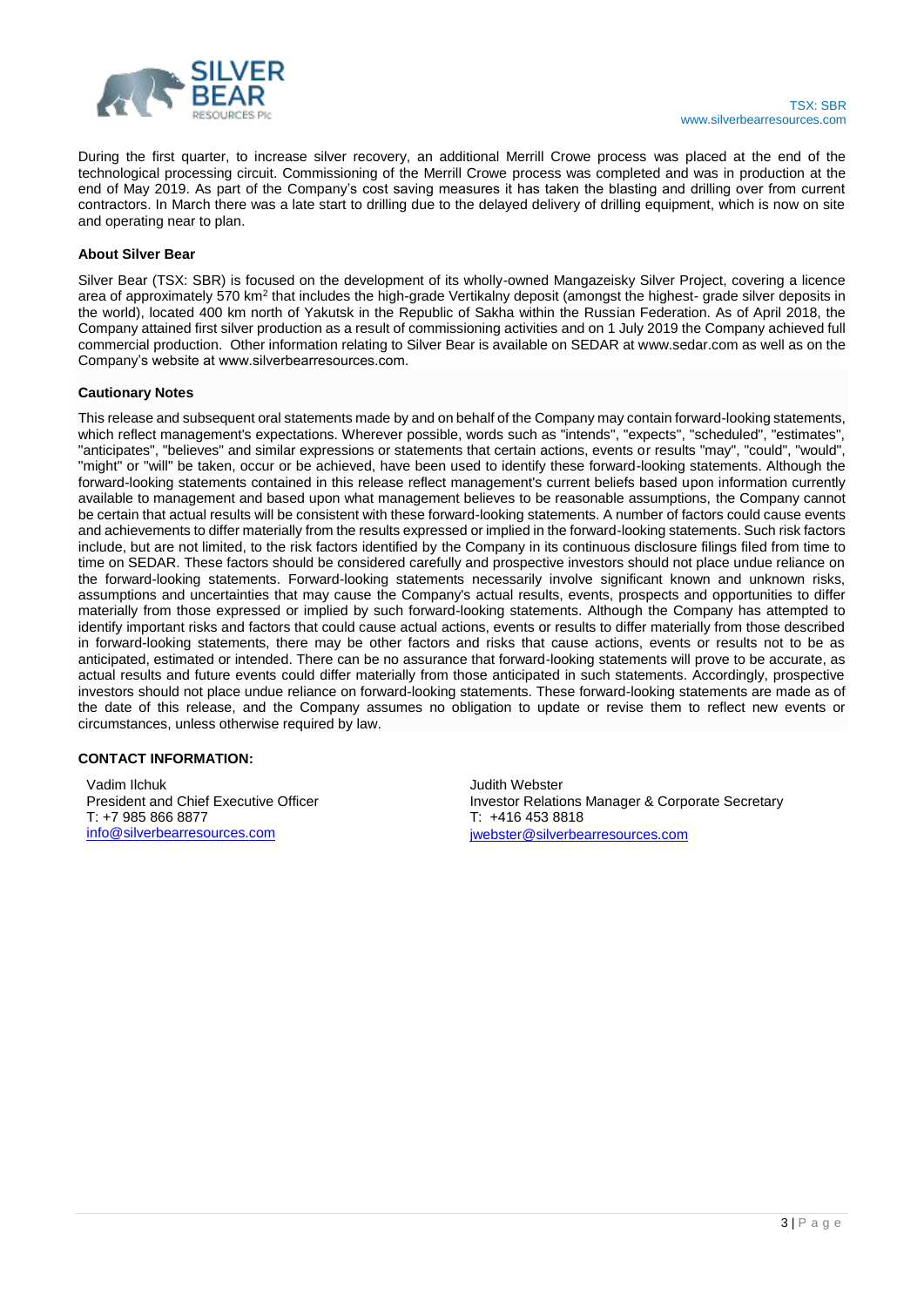During the first quarter, to increase silver recovery, an additional Merrill Crowe process was placed at the end of the technological processing circuit. Commissioning of the Merrill Crowe process was completed and was in production at the end of May 2019. As part of the Company's cost saving measures it has taken the blasting and drilling over from current contractors. In March there was a late start to drilling due to the delayed delivery of drilling equipment, which is now on site and operating near to plan.

**About Silver Bear**

Silver Bear (TSX: SBR) is focused on the development of its wholly-owned Mangazeisky Silver Project, covering a licence area of approximately 570 km$^2$ that includes the high-grade Vertikalny deposit (amongst the highest- grade silver deposits in the world), located 400 km north of Yakutsk in the Republic of Sakha within the Russian Federation. As of April 2018, the Company attained first silver production as a result of commissioning activities and on 1 July 2019 the Company achieved full commercial production. Other information relating to Silver Bear is available on SEDAR at www.sedar.com as well as on the Company's website at www.silverbearresources.com.

**Cautionary Notes**

This release and subsequent oral statements made by and on behalf of the Company may contain forward-looking statements, which reflect management's expectations. Wherever possible, words such as "intends", "expects", "scheduled", "estimates", "anticipates", "believes" and similar expressions or statements that certain actions, events or results "may", "could", "would", "might" or "will" be taken, occur or be achieved, have been used to identify these forward-looking statements. Although the forward-looking statements contained in this release reflect management's current beliefs based upon information currently available to management and based upon what management believes to be reasonable assumptions, the Company cannot be certain that actual results will be consistent with these forward-looking statements. A number of factors could cause events and achievements to differ materially from the results expressed or implied in the forward-looking statements. Such risk factors include, but are not limited, to the risk factors identified by the Company in its continuous disclosure filings filed from time to time on SEDAR. These factors should be considered carefully and prospective investors should not place undue reliance on the forward-looking statements. Forward-looking statements necessarily involve significant known and unknown risks, assumptions and uncertainties that may cause the Company's actual results, events, prospects and opportunities to differ materially from those expressed or implied by such forward-looking statements. Although the Company has attempted to identify important risks and factors that could cause actual actions, events or results to differ materially from those described in forward-looking statements, there may be other factors and risks that cause actions, events or results not to be as anticipated, estimated or intended. There can be no assurance that forward-looking statements will prove to be accurate, as actual results and future events could differ materially from those anticipated in such statements. Accordingly, prospective investors should not place undue reliance on forward-looking statements. These forward-looking statements are made as of the date of this release, and the Company assumes no obligation to update or revise them to reflect new events or circumstances, unless otherwise required by law.

**CONTACT INFORMATION:**

Vadim Ilchuk
President and Chief Executive Officer
T: +7 985 866 8877
info@silverbearresources.com

Judith Webster
Investor Relations Manager & Corporate Secretary
T: +416 453 8818
jwebster@silverbearresources.com